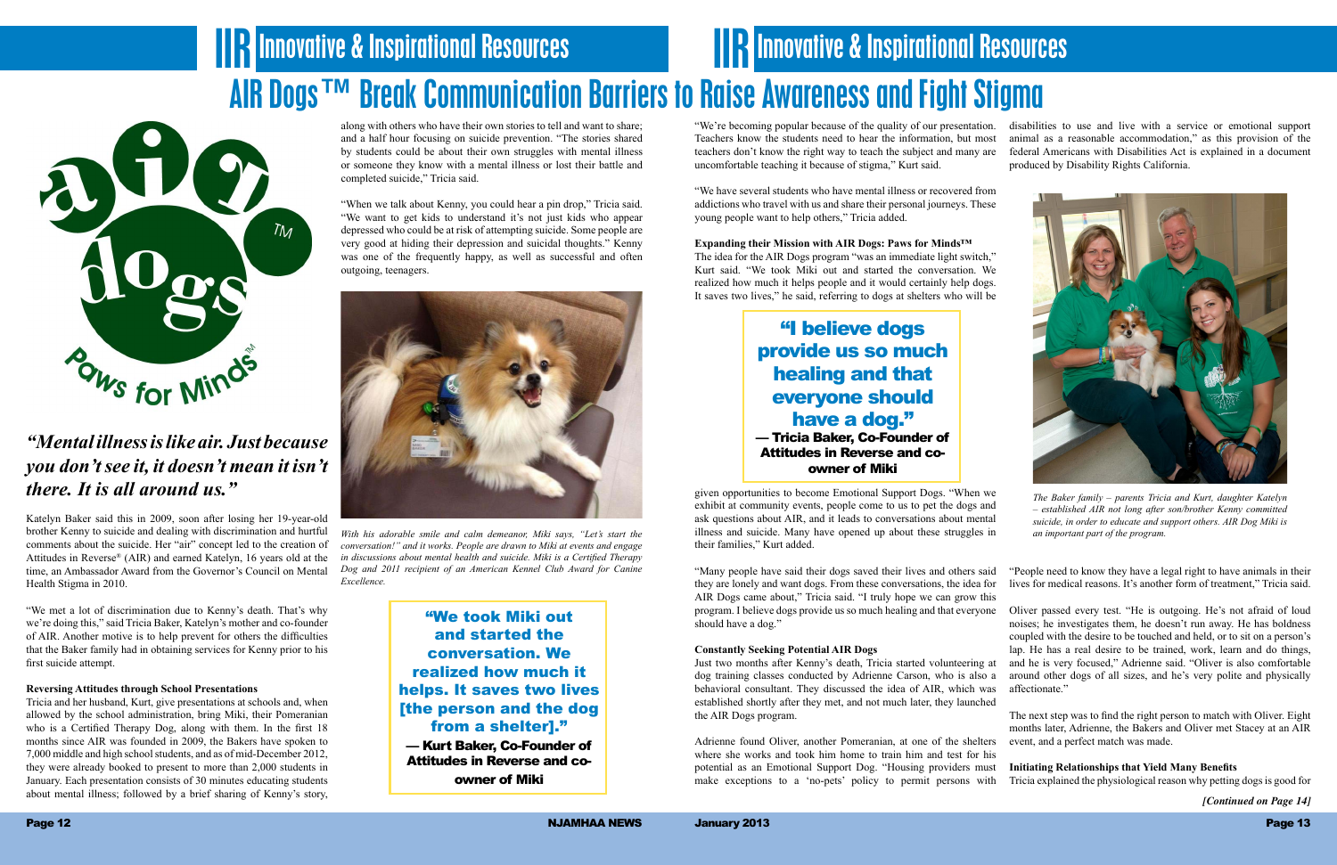# AIR Dogs™ Break Communication Barriers to Raise Awareness and Fight Stigma

*"Mental illness is like air. Just because you don't see it, it doesn't mean it isn't there. It is all around us."*

Katelyn Baker said this in 2009, soon after losing her 19-year-old brother Kenny to suicide and dealing with discrimination and hurtful comments about the suicide. Her "air" concept led to the creation of Attitudes in Reverse® (AIR) and earned Katelyn, 16 years old at the time, an Ambassador Award from the Governor's Council on Mental Health Stigma in 2010.

"We met a lot of discrimination due to Kenny's death. That's why we're doing this," said Tricia Baker, Katelyn's mother and co-founder of AIR. Another motive is to help prevent for others the difficulties that the Baker family had in obtaining services for Kenny prior to his first suicide attempt.

**Reversing Attitudes through School Presentations**

Tricia and her husband, Kurt, give presentations at schools and, when allowed by the school administration, bring Miki, their Pomeranian who is a Certified Therapy Dog, along with them. In the first 18 months since AIR was founded in 2009, the Bakers have spoken to 7,000 middle and high school students, and as of mid-December 2012, they were already booked to present to more than 2,000 students in January. Each presentation consists of 30 minutes educating students about mental illness; followed by a brief sharing of Kenny's story, along with others who have their own stories to tell and want to share; and a half hour focusing on suicide prevention. "The stories shared by students could be about their own struggles with mental illness or someone they know with a mental illness or lost their battle and completed suicide," Tricia said.

"When we talk about Kenny, you could hear a pin drop," Tricia said. "We want to get kids to understand it's not just kids who appear depressed who could be at risk of attempting suicide. Some people are very good at hiding their depression and suicidal thoughts." Kenny was one of the frequently happy, as well as successful and often outgoing, teenagers.

*With his adorable smile and calm demeanor, Miki says, "Let's start the conversation!" and it works. People are drawn to Miki at events and engage in discussions about mental health and suicide. Miki is a Certified Therapy Dog and 2011 recipient of an American Kennel Club Award for Canine Excellence.*

> **"We took Miki out and started the conversation. We realized how much it helps. It saves two lives [the person and the dog from a shelter]."**
> **— Kurt Baker, Co-Founder of Attitudes in Reverse and co-owner of Miki**

"We're becoming popular because of the quality of our presentation. Teachers know the students need to hear the information, but most teachers don't know the right way to teach the subject and many are uncomfortable teaching it because of stigma," Kurt said.

"We have several students who have mental illness or recovered from addictions who travel with us and share their personal journeys. These young people want to help others," Tricia added.

**Expanding their Mission with AIR Dogs: Paws for Minds™**

The idea for the AIR Dogs program "was an immediate light switch," Kurt said. "We took Miki out and started the conversation. We realized how much it helps people and it would certainly help dogs. It saves two lives," he said, referring to dogs at shelters who will be given opportunities to become Emotional Support Dogs. "When we exhibit at community events, people come to us to pet the dogs and ask questions about AIR, and it leads to conversations about mental illness and suicide. Many have opened up about these struggles in their families," Kurt added.

> **"I believe dogs provide us so much healing and that everyone should have a dog."**
> **— Tricia Baker, Co-Founder of Attitudes in Reverse and co-owner of Miki**

"Many people have said their dogs saved their lives and others said they are lonely and want dogs. From these conversations, the idea for AIR Dogs came about," Tricia said. "I truly hope we can grow this program. I believe dogs provide us so much healing and that everyone should have a dog."

**Constantly Seeking Potential AIR Dogs**

Just two months after Kenny's death, Tricia started volunteering at dog training classes conducted by Adrienne Carson, who is also a behavioral consultant. They discussed the idea of AIR, which was established shortly after they met, and not much later, they launched the AIR Dogs program.

Adrienne found Oliver, another Pomeranian, at one of the shelters where she works and took him home to train him and test for his potential as an Emotional Support Dog. "Housing providers must make exceptions to a 'no-pets' policy to permit persons with disabilities to use and live with a service or emotional support animal as a reasonable accommodation," as this provision of the federal Americans with Disabilities Act is explained in a document produced by Disability Rights California.

*The Baker family – parents Tricia and Kurt, daughter Katelyn – established AIR not long after son/brother Kenny committed suicide, in order to educate and support others. AIR Dog Miki is an important part of the program.*

"People need to know they have a legal right to have animals in their lives for medical reasons. It's another form of treatment," Tricia said.

Oliver passed every test. "He is outgoing. He's not afraid of loud noises; he investigates them, he doesn't run away. He has boldness coupled with the desire to be touched and held, or to sit on a person's lap. He has a real desire to be trained, work, learn and do things, and he is very focused," Adrienne said. "Oliver is also comfortable around other dogs of all sizes, and he's very polite and physically affectionate."

The next step was to find the right person to match with Oliver. Eight months later, Adrienne, the Bakers and Oliver met Stacey at an AIR event, and a perfect match was made.

**Initiating Relationships that Yield Many Benefits**

Tricia explained the physiological reason why petting dogs is good for

*[Continued on Page 14]*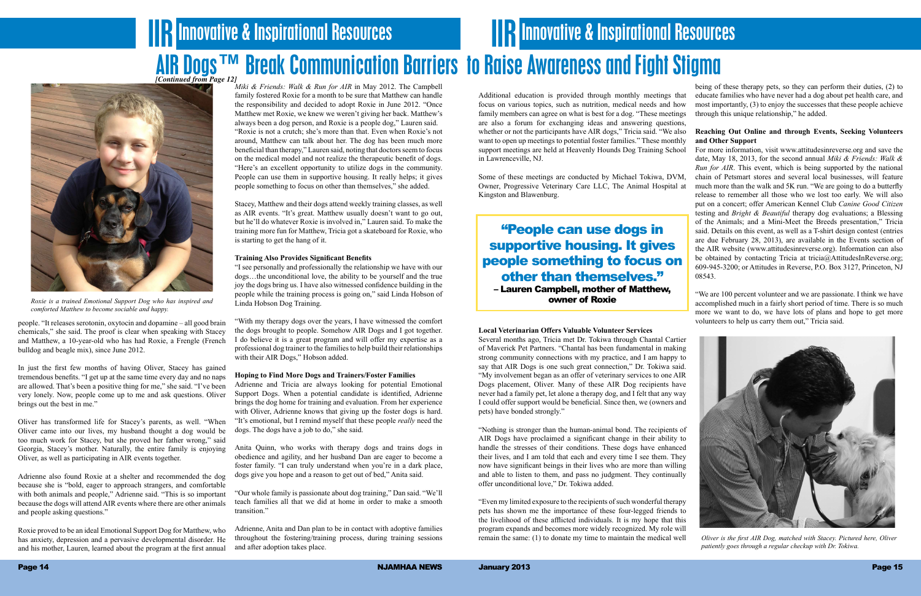# AIR Dogs™ Break Communication Barriers to Raise Awareness and Fight Stigma

*[Continued from Page 12]*

*Roxie is a trained Emotional Support Dog who has inspired and comforted Matthew to become sociable and happy.*

people. "It releases serotonin, oxytocin and dopamine – all good brain chemicals," she said. The proof is clear when speaking with Stacey and Matthew, a 10-year-old who has had Roxie, a Frengle (French bulldog and beagle mix), since June 2012.

In just the first few months of having Oliver, Stacey has gained tremendous benefits. "I get up at the same time every day and no naps are allowed. That's been a positive thing for me," she said. "I've been very lonely. Now, people come up to me and ask questions. Oliver brings out the best in me."

Oliver has transformed life for Stacey's parents, as well. "When Oliver came into our lives, my husband thought a dog would be too much work for Stacey, but she proved her father wrong," said Georgia, Stacey's mother. Naturally, the entire family is enjoying Oliver, as well as participating in AIR events together.

Adrienne also found Roxie at a shelter and recommended the dog because she is "bold, eager to approach strangers, and comfortable with both animals and people," Adrienne said. "This is so important because the dogs will attend AIR events where there are other animals and people asking questions."

Roxie proved to be an ideal Emotional Support Dog for Matthew, who has anxiety, depression and a pervasive developmental disorder. He and his mother, Lauren, learned about the program at the first annual *Miki & Friends: Walk & Run for AIR* in May 2012. The Campbell family fostered Roxie for a month to be sure that Matthew can handle the responsibility and decided to adopt Roxie in June 2012. "Once Matthew met Roxie, we knew we weren't giving her back. Matthew's always been a dog person, and Roxie is a people dog," Lauren said. "Roxie is not a crutch; she's more than that. Even when Roxie's not around, Matthew can talk about her. The dog has been much more beneficial than therapy," Lauren said, noting that doctors seem to focus on the medical model and not realize the therapeutic benefit of dogs. "Here's an excellent opportunity to utilize dogs in the community. People can use them in supportive housing. It really helps; it gives people something to focus on other than themselves," she added.

Stacey, Matthew and their dogs attend weekly training classes, as well as AIR events. "It's great. Matthew usually doesn't want to go out, but he'll do whatever Roxie is involved in," Lauren said. To make the training more fun for Matthew, Tricia got a skateboard for Roxie, who is starting to get the hang of it.

### Training Also Provides Significant Benefits

"I see personally and professionally the relationship we have with our dogs…the unconditional love, the ability to be yourself and the true joy the dogs bring us. I have also witnessed confidence building in the people while the training process is going on," said Linda Hobson of Linda Hobson Dog Training.

"With my therapy dogs over the years, I have witnessed the comfort the dogs brought to people. Somehow AIR Dogs and I got together. I do believe it is a great program and will offer my expertise as a professional dog trainer to the families to help build their relationships with their AIR Dogs," Hobson added.

### Hoping to Find More Dogs and Trainers/Foster Families

Adrienne and Tricia are always looking for potential Emotional Support Dogs. When a potential candidate is identified, Adrienne brings the dog home for training and evaluation. From her experience with Oliver, Adrienne knows that giving up the foster dogs is hard. "It's emotional, but I remind myself that these people *really* need the dogs. The dogs have a job to do," she said.

Anita Quinn, who works with therapy dogs and trains dogs in obedience and agility, and her husband Dan are eager to become a foster family. "I can truly understand when you're in a dark place, dogs give you hope and a reason to get out of bed," Anita said.

"Our whole family is passionate about dog training," Dan said. "We'll teach families all that we did at home in order to make a smooth transition."

Adrienne, Anita and Dan plan to be in contact with adoptive families throughout the fostering/training process, during training sessions and after adoption takes place.

Additional education is provided through monthly meetings that focus on various topics, such as nutrition, medical needs and how family members can agree on what is best for a dog. "These meetings are also a forum for exchanging ideas and answering questions, whether or not the participants have AIR dogs," Tricia said. "We also want to open up meetings to potential foster families." These monthly support meetings are held at Heavenly Hounds Dog Training School in Lawrenceville, NJ.

Some of these meetings are conducted by Michael Tokiwa, DVM, Owner, Progressive Veterinary Care LLC, The Animal Hospital at Kingston and Blawenburg.

> **"People can use dogs in supportive housing. It gives people something to focus on other than themselves."**
> **– Lauren Campbell, mother of Matthew, owner of Roxie**

### Local Veterinarian Offers Valuable Volunteer Services

Several months ago, Tricia met Dr. Tokiwa through Chantal Cartier of Maverick Pet Partners. "Chantal has been fundamental in making strong community connections with my practice, and I am happy to say that AIR Dogs is one such great connection," Dr. Tokiwa said. "My involvement began as an offer of veterinary services to one AIR Dogs placement, Oliver. Many of these AIR Dog recipients have never had a family pet, let alone a therapy dog, and I felt that any way I could offer support would be beneficial. Since then, we (owners and pets) have bonded strongly."

"Nothing is stronger than the human-animal bond. The recipients of AIR Dogs have proclaimed a significant change in their ability to handle the stresses of their conditions. These dogs have enhanced their lives, and I am told that each and every time I see them. They now have significant beings in their lives who are more than willing and able to listen to them, and pass no judgment. They continually offer unconditional love," Dr. Tokiwa added.

"Even my limited exposure to the recipients of such wonderful therapy pets has shown me the importance of these four-legged friends to the livelihood of these afflicted individuals. It is my hope that this program expands and becomes more widely recognized. My role will remain the same: (1) to donate my time to maintain the medical well being of these therapy pets, so they can perform their duties, (2) to educate families who have never had a dog about pet health care, and most importantly, (3) to enjoy the successes that these people achieve through this unique relationship," he added.

### Reaching Out Online and through Events, Seeking Volunteers and Other Support

For more information, visit www.attitudesinreverse.org and save the date, May 18, 2013, for the second annual *Miki & Friends: Walk & Run for AIR*. This event, which is being supported by the national chain of Petsmart stores and several local businesses, will feature much more than the walk and 5K run. "We are going to do a butterfly release to remember all those who we lost too early. We will also put on a concert; offer American Kennel Club *Canine Good Citizen* testing and *Bright & Beautiful* therapy dog evaluations; a Blessing of the Animals; and a Mini-Meet the Breeds presentation," Tricia said. Details on this event, as well as a T-shirt design contest (entries are due February 28, 2013), are available in the Events section of the AIR website (www.attitudesinreverse.org). Information can also be obtained by contacting Tricia at tricia@AttitudesInReverse.org; 609-945-3200; or Attitudes in Reverse, P.O. Box 3127, Princeton, NJ 08543.

"We are 100 percent volunteer and we are passionate. I think we have accomplished much in a fairly short period of time. There is so much more we want to do, we have lots of plans and hope to get more volunteers to help us carry them out," Tricia said.

*Oliver is the first AIR Dog, matched with Stacey. Pictured here, Oliver patiently goes through a regular checkup with Dr. Tokiwa.*